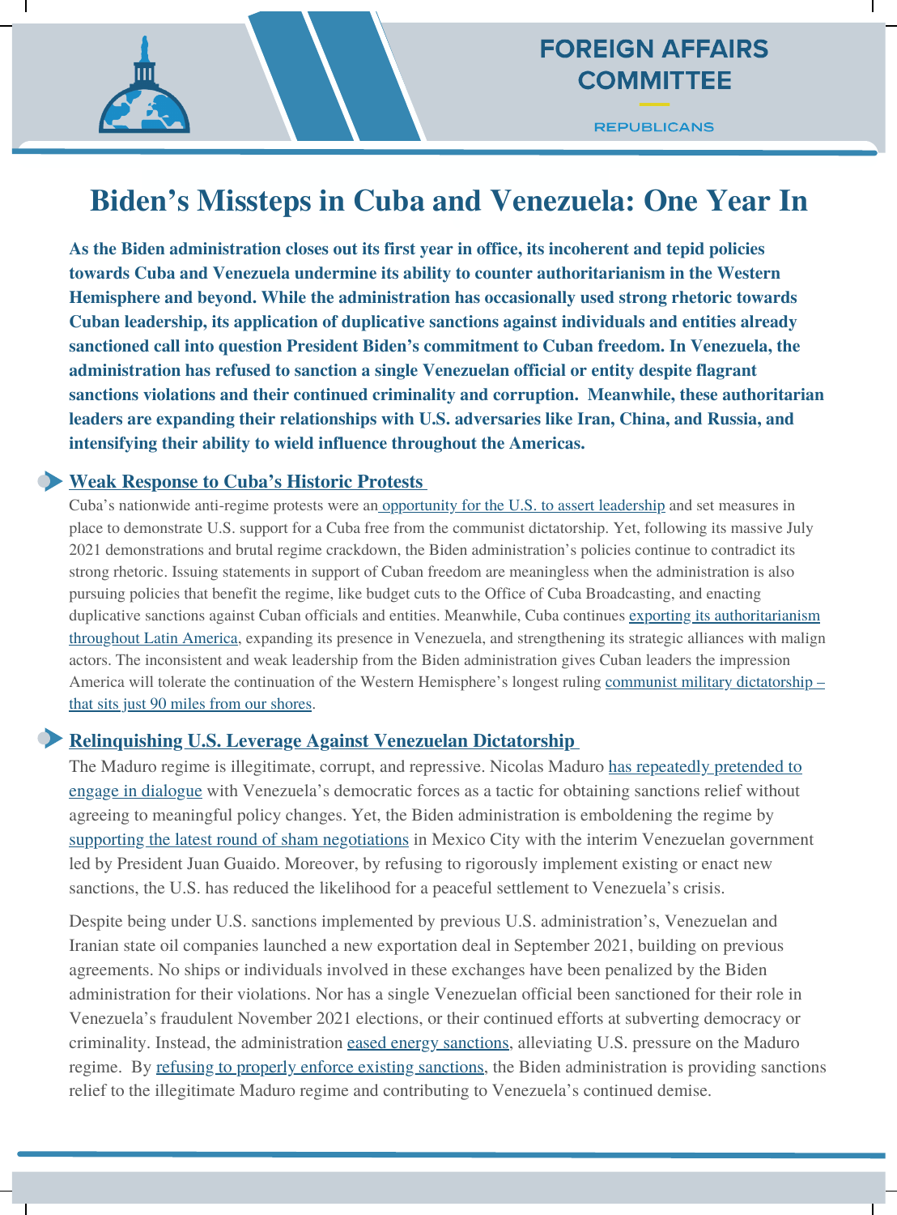FOREIGN AFFAIRS COMMITTEE

REPUBLICANS

# Biden's Missteps in Cuba and Venezuela: One Year In

**As the Biden administration closes out its first year in office, its incoherent and tepid policies towards Cuba and Venezuela undermine its ability to counter authoritarianism in the Western Hemisphere and beyond. While the administration has occasionally used strong rhetoric towards Cuban leadership, its application of duplicative sanctions against individuals and entities already sanctioned call into question President Biden's commitment to Cuban freedom. In Venezuela, the administration has refused to sanction a single Venezuelan official or entity despite flagrant sanctions violations and their continued criminality and corruption. Meanwhile, these authoritarian leaders are expanding their relationships with U.S. adversaries like Iran, China, and Russia, and intensifying their ability to wield influence throughout the Americas.**

## Weak Response to Cuba's Historic Protests

Cuba's nationwide anti-regime protests were an opportunity for the U.S. to assert leadership and set measures in place to demonstrate U.S. support for a Cuba free from the communist dictatorship. Yet, following its massive July 2021 demonstrations and brutal regime crackdown, the Biden administration's policies continue to contradict its strong rhetoric. Issuing statements in support of Cuban freedom are meaningless when the administration is also pursuing policies that benefit the regime, like budget cuts to the Office of Cuba Broadcasting, and enacting duplicative sanctions against Cuban officials and entities. Meanwhile, Cuba continues exporting its authoritarianism throughout Latin America, expanding its presence in Venezuela, and strengthening its strategic alliances with malign actors. The inconsistent and weak leadership from the Biden administration gives Cuban leaders the impression America will tolerate the continuation of the Western Hemisphere's longest ruling communist military dictatorship – that sits just 90 miles from our shores.

## Relinquishing U.S. Leverage Against Venezuelan Dictatorship

The Maduro regime is illegitimate, corrupt, and repressive. Nicolas Maduro has repeatedly pretended to engage in dialogue with Venezuela's democratic forces as a tactic for obtaining sanctions relief without agreeing to meaningful policy changes. Yet, the Biden administration is emboldening the regime by supporting the latest round of sham negotiations in Mexico City with the interim Venezuelan government led by President Juan Guaido. Moreover, by refusing to rigorously implement existing or enact new sanctions, the U.S. has reduced the likelihood for a peaceful settlement to Venezuela's crisis.

Despite being under U.S. sanctions implemented by previous U.S. administration's, Venezuelan and Iranian state oil companies launched a new exportation deal in September 2021, building on previous agreements. No ships or individuals involved in these exchanges have been penalized by the Biden administration for their violations. Nor has a single Venezuelan official been sanctioned for their role in Venezuela's fraudulent November 2021 elections, or their continued efforts at subverting democracy or criminality. Instead, the administration eased energy sanctions, alleviating U.S. pressure on the Maduro regime. By refusing to properly enforce existing sanctions, the Biden administration is providing sanctions relief to the illegitimate Maduro regime and contributing to Venezuela's continued demise.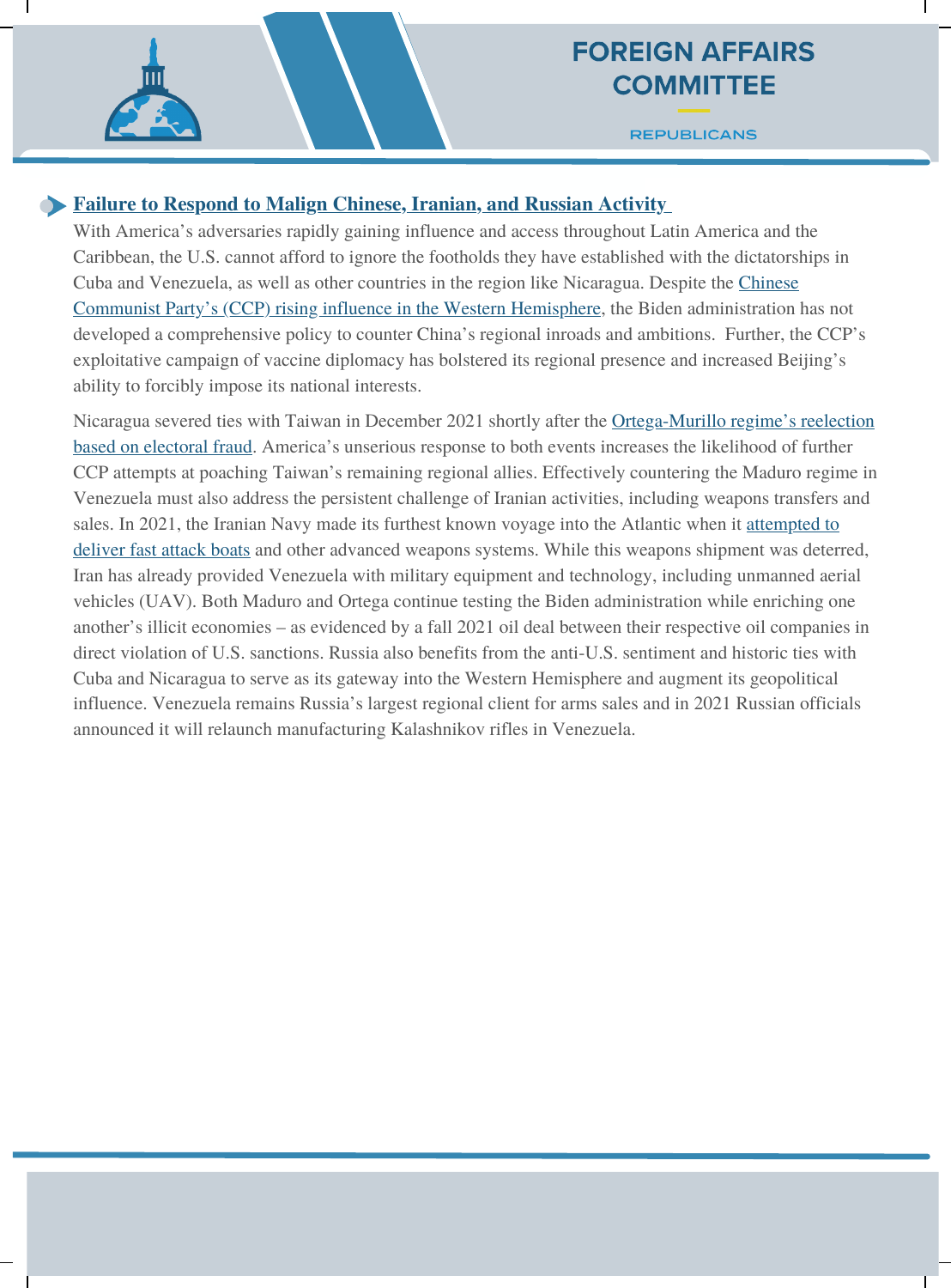### Failure to Respond to Malign Chinese, Iranian, and Russian Activity

With America's adversaries rapidly gaining influence and access throughout Latin America and the Caribbean, the U.S. cannot afford to ignore the footholds they have established with the dictatorships in Cuba and Venezuela, as well as other countries in the region like Nicaragua. Despite the Chinese Communist Party's (CCP) rising influence in the Western Hemisphere, the Biden administration has not developed a comprehensive policy to counter China's regional inroads and ambitions. Further, the CCP's exploitative campaign of vaccine diplomacy has bolstered its regional presence and increased Beijing's ability to forcibly impose its national interests.

Nicaragua severed ties with Taiwan in December 2021 shortly after the Ortega-Murillo regime's reelection based on electoral fraud. America's unserious response to both events increases the likelihood of further CCP attempts at poaching Taiwan's remaining regional allies. Effectively countering the Maduro regime in Venezuela must also address the persistent challenge of Iranian activities, including weapons transfers and sales. In 2021, the Iranian Navy made its furthest known voyage into the Atlantic when it attempted to deliver fast attack boats and other advanced weapons systems. While this weapons shipment was deterred, Iran has already provided Venezuela with military equipment and technology, including unmanned aerial vehicles (UAV). Both Maduro and Ortega continue testing the Biden administration while enriching one another's illicit economies – as evidenced by a fall 2021 oil deal between their respective oil companies in direct violation of U.S. sanctions. Russia also benefits from the anti-U.S. sentiment and historic ties with Cuba and Nicaragua to serve as its gateway into the Western Hemisphere and augment its geopolitical influence. Venezuela remains Russia's largest regional client for arms sales and in 2021 Russian officials announced it will relaunch manufacturing Kalashnikov rifles in Venezuela.